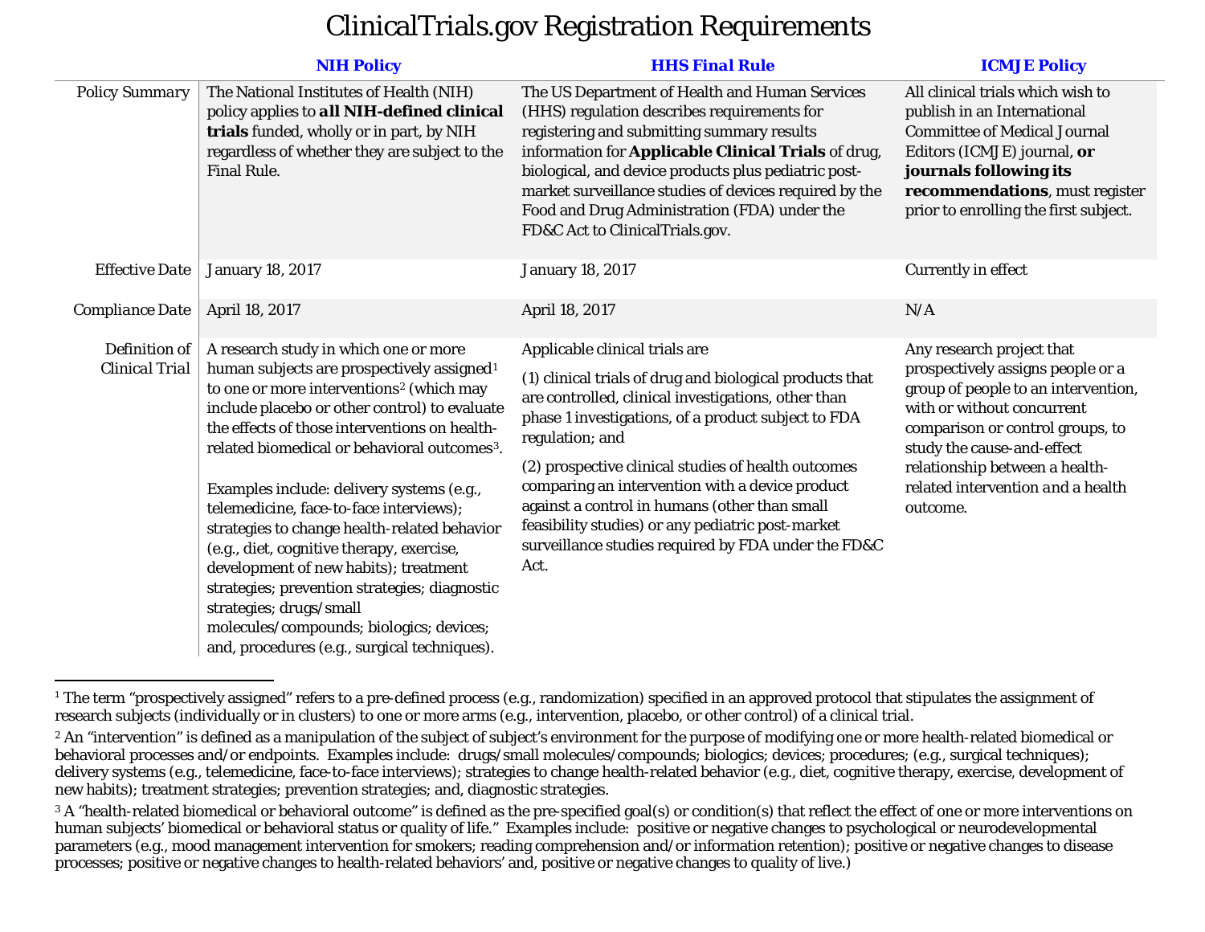# ClinicalTrials.gov Registration Requirements

| | **NIH Policy** | **HHS Final Rule** | **ICMJE Policy** |
|---|---|---|---|
| *Policy Summary* | The National Institutes of Health (NIH) policy applies to **all NIH-defined clinical trials** funded, wholly or in part, by NIH regardless of whether they are subject to the Final Rule. | The US Department of Health and Human Services (HHS) regulation describes requirements for registering and submitting summary results information for **Applicable Clinical Trials** of drug, biological, and device products plus pediatric post-market surveillance studies of devices required by the Food and Drug Administration (FDA) under the FD&C Act to ClinicalTrials.gov. | All clinical trials which wish to publish in an International Committee of Medical Journal Editors (ICMJE) journal, **or journals following its recommendations**, must register prior to enrolling the first subject. |
| *Effective Date* | January 18, 2017 | January 18, 2017 | Currently in effect |
| *Compliance Date* | April 18, 2017 | April 18, 2017 | N/A |
| *Definition of Clinical Trial* | A research study in which one or more human subjects are prospectively assigned[1] to one or more interventions[2] (which may include placebo or other control) to evaluate the effects of those interventions on health-related biomedical or behavioral outcomes[3].<br><br>Examples include: delivery systems (e.g., telemedicine, face-to-face interviews); strategies to change health-related behavior (e.g., diet, cognitive therapy, exercise, development of new habits); treatment strategies; prevention strategies; diagnostic strategies; drugs/small molecules/compounds; biologics; devices; and, procedures (e.g., surgical techniques). | Applicable clinical trials are<br><br>(1) clinical trials of drug and biological products that are controlled, clinical investigations, other than phase 1 investigations, of a product subject to FDA regulation; and<br><br>(2) prospective clinical studies of health outcomes comparing an intervention with a device product against a control in humans (other than small feasibility studies) or any pediatric post-market surveillance studies required by FDA under the FD&C Act. | Any research project that prospectively assigns people or a group of people to an intervention, with or without concurrent comparison or control groups, to study the cause-and-effect relationship between a health-related intervention and a health outcome. |

---

[1] The term "prospectively assigned" refers to a pre-defined process (e.g., randomization) specified in an approved protocol that stipulates the assignment of research subjects (individually or in clusters) to one or more arms (e.g., intervention, placebo, or other control) of a clinical trial.

[2] An "intervention" is defined as a manipulation of the subject of subject's environment for the purpose of modifying one or more health-related biomedical or behavioral processes and/or endpoints. Examples include: drugs/small molecules/compounds; biologics; devices; procedures; (e.g., surgical techniques); delivery systems (e.g., telemedicine, face-to-face interviews); strategies to change health-related behavior (e.g., diet, cognitive therapy, exercise, development of new habits); treatment strategies; prevention strategies; and, diagnostic strategies.

[3] A "health-related biomedical or behavioral outcome" is defined as the pre-specified goal(s) or condition(s) that reflect the effect of one or more interventions on human subjects' biomedical or behavioral status or quality of life." Examples include: positive or negative changes to psychological or neurodevelopmental parameters (e.g., mood management intervention for smokers; reading comprehension and/or information retention); positive or negative changes to disease processes; positive or negative changes to health-related behaviors' and, positive or negative changes to quality of live.)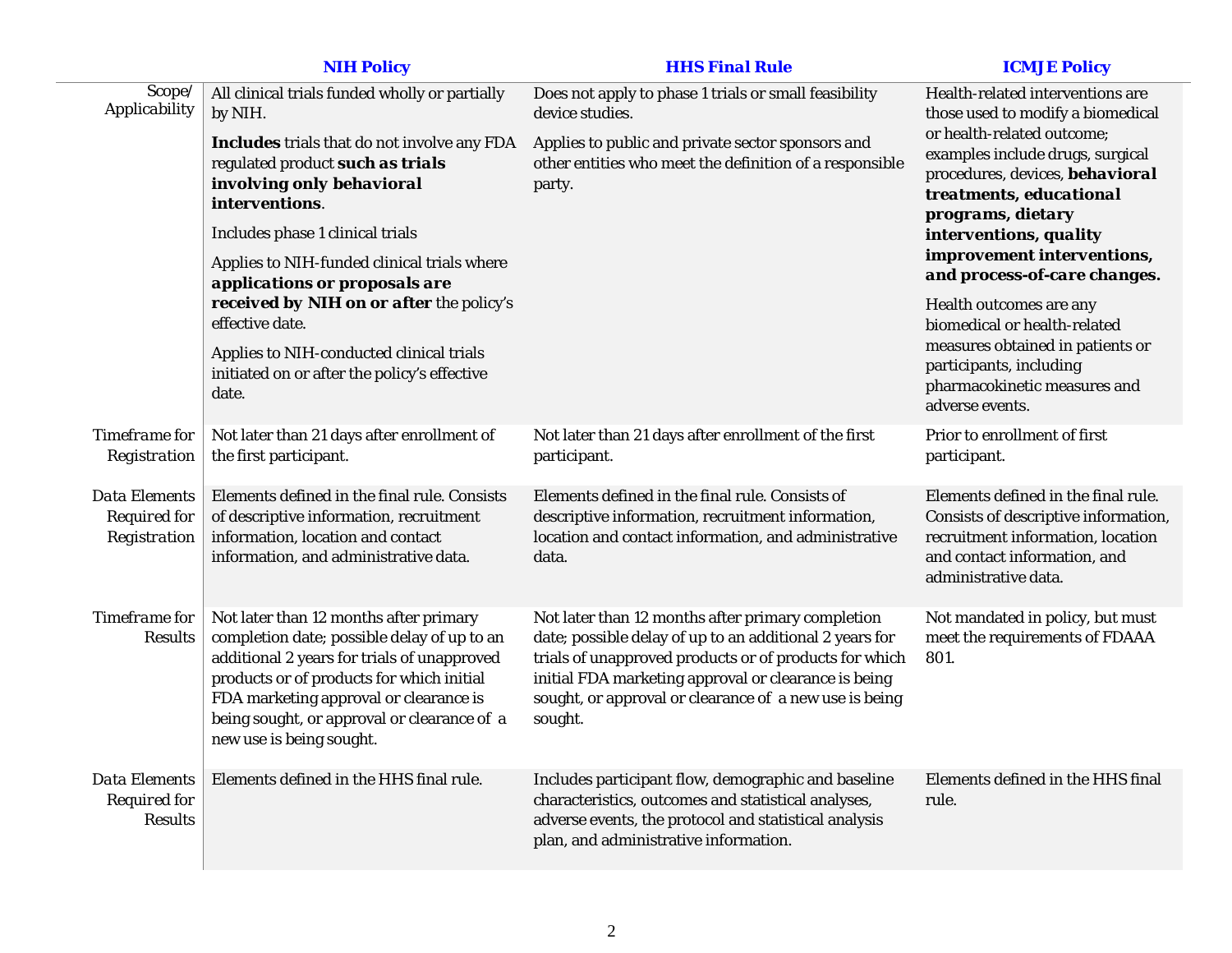| | NIH Policy | HHS Final Rule | ICMJE Policy |
|---|---|---|---|
| *Scope/ Applicability* | All clinical trials funded wholly or partially by NIH.<br><br>**Includes** trials that do not involve any FDA regulated product ***such as trials involving only behavioral interventions***.<br><br>Includes phase 1 clinical trials<br><br>Applies to NIH-funded clinical trials where ***applications or proposals are received by NIH on or after*** the policy's effective date.<br><br>Applies to NIH-conducted clinical trials initiated on or after the policy's effective date. | Does not apply to phase 1 trials or small feasibility device studies.<br><br>Applies to public and private sector sponsors and other entities who meet the definition of a responsible party. | Health-related interventions are those used to modify a biomedical or health-related outcome; examples include drugs, surgical procedures, devices, ***behavioral treatments, educational programs, dietary interventions, quality improvement interventions, and process-of-care changes.***<br><br>Health outcomes are any biomedical or health-related measures obtained in patients or participants, including pharmacokinetic measures and adverse events. |
| *Timeframe for Registration* | Not later than 21 days after enrollment of the first participant. | Not later than 21 days after enrollment of the first participant. | Prior to enrollment of first participant. |
| *Data Elements Required for Registration* | Elements defined in the final rule. Consists of descriptive information, recruitment information, location and contact information, and administrative data. | Elements defined in the final rule. Consists of descriptive information, recruitment information, location and contact information, and administrative data. | Elements defined in the final rule. Consists of descriptive information, recruitment information, location and contact information, and administrative data. |
| *Timeframe for Results* | Not later than 12 months after primary completion date; possible delay of up to an additional 2 years for trials of unapproved products or of products for which initial FDA marketing approval or clearance is being sought, or approval or clearance of a new use is being sought. | Not later than 12 months after primary completion date; possible delay of up to an additional 2 years for trials of unapproved products or of products for which initial FDA marketing approval or clearance is being sought, or approval or clearance of a new use is being sought. | Not mandated in policy, but must meet the requirements of FDAAA 801. |
| *Data Elements Required for Results* | Elements defined in the HHS final rule. | Includes participant flow, demographic and baseline characteristics, outcomes and statistical analyses, adverse events, the protocol and statistical analysis plan, and administrative information. | Elements defined in the HHS final rule. |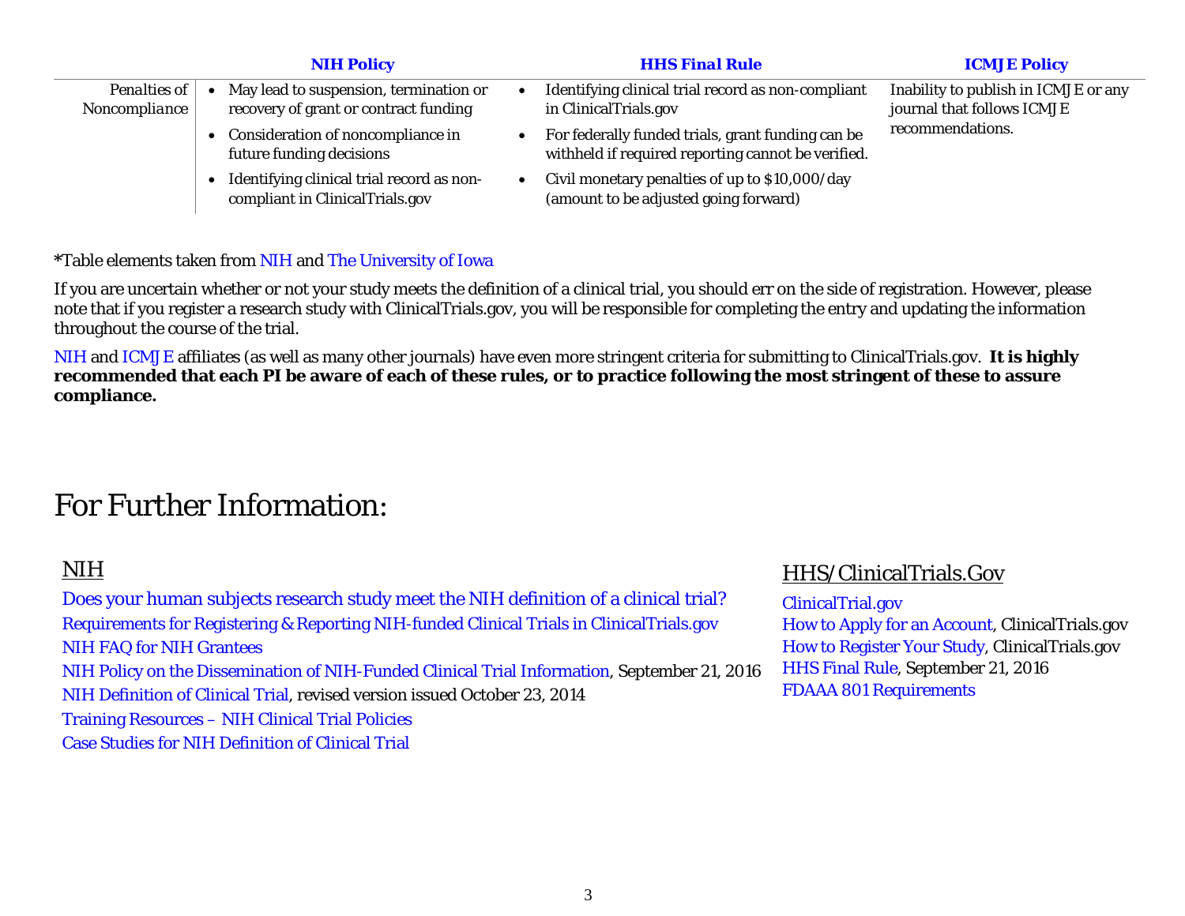| | **NIH Policy** | **HHS Final Rule** | **ICMJE Policy** |
|---|---|---|---|
| *Penalties of Noncompliance* | • May lead to suspension, termination or recovery of grant or contract funding<br>• Consideration of noncompliance in future funding decisions<br>• Identifying clinical trial record as non-compliant in ClinicalTrials.gov | • Identifying clinical trial record as non-compliant in ClinicalTrials.gov<br>• For federally funded trials, grant funding can be withheld if required reporting cannot be verified.<br>• Civil monetary penalties of up to $10,000/day (amount to be adjusted going forward) | Inability to publish in ICMJE or any journal that follows ICMJE recommendations. |

*Table elements taken from NIH and The University of Iowa

If you are uncertain whether or not your study meets the definition of a clinical trial, you should err on the side of registration. However, please note that if you register a research study with ClinicalTrials.gov, you will be responsible for completing the entry and updating the information throughout the course of the trial.

NIH and ICMJE affiliates (as well as many other journals) have even more stringent criteria for submitting to ClinicalTrials.gov. **It is highly recommended that each PI be aware of each of these rules, or to practice following the most stringent of these to assure compliance.**

# For Further Information:

## NIH

Does your human subjects research study meet the NIH definition of a clinical trial?
Requirements for Registering & Reporting NIH-funded Clinical Trials in ClinicalTrials.gov
NIH FAQ for NIH Grantees
NIH Policy on the Dissemination of NIH-Funded Clinical Trial Information, September 21, 2016
NIH Definition of Clinical Trial, revised version issued October 23, 2014
Training Resources – NIH Clinical Trial Policies
Case Studies for NIH Definition of Clinical Trial

## HHS/ClinicalTrials.Gov

ClinicalTrial.gov
How to Apply for an Account, ClinicalTrials.gov
How to Register Your Study, ClinicalTrials.gov
HHS Final Rule, September 21, 2016
FDAAA 801 Requirements